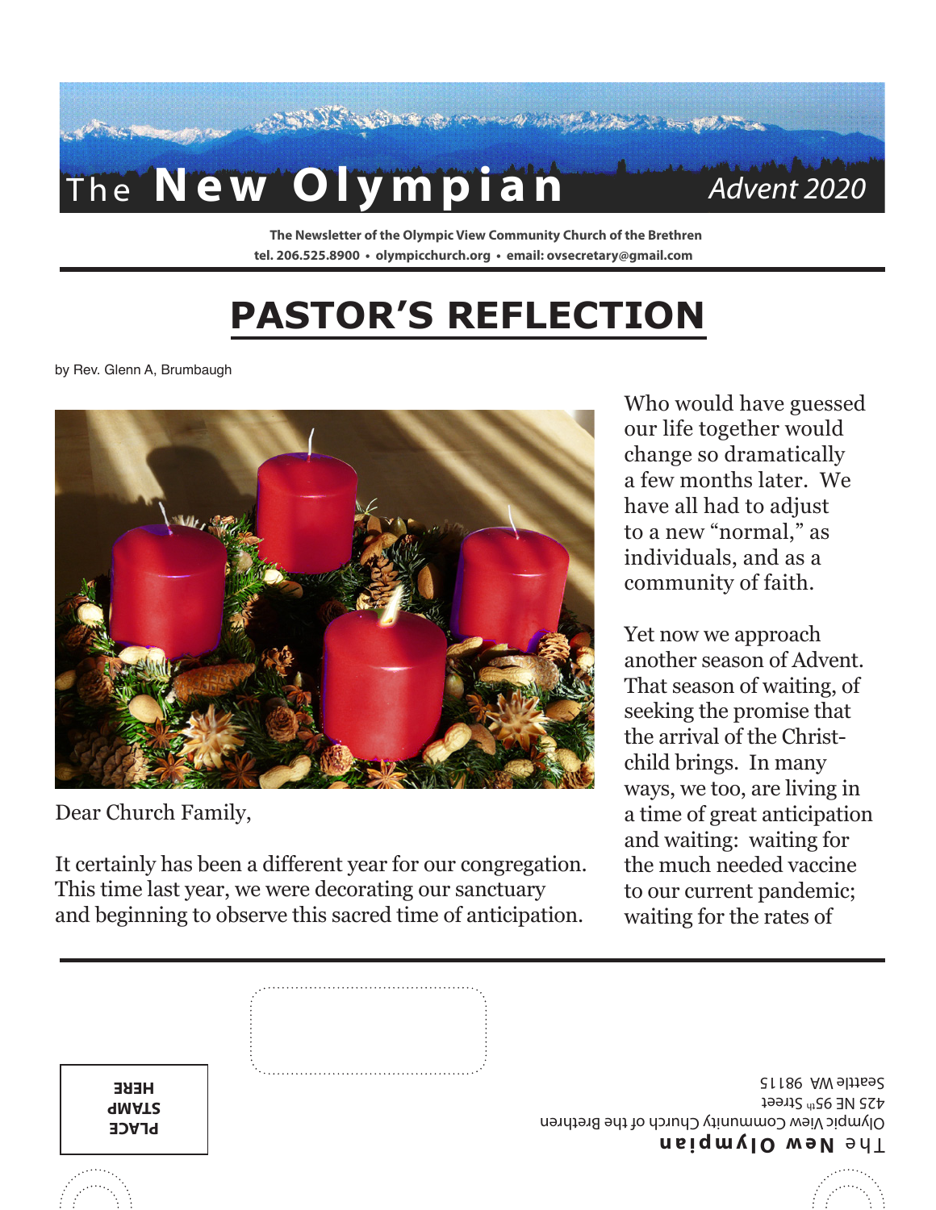# The New Olympian

*Advent 2020*

**The Newsletter of the Olympic View Community Church of the Brethren**
**tel. 206.525.8900 • olympicchurch.org • email: ovsecretary@gmail.com**

## PASTOR'S REFLECTION

by Rev. Glenn A, Brumbaugh

Dear Church Family,

It certainly has been a different year for our congregation. This time last year, we were decorating our sanctuary and beginning to observe this sacred time of anticipation.

Who would have guessed our life together would change so dramatically a few months later. We have all had to adjust to a new "normal," as individuals, and as a community of faith.

Yet now we approach another season of Advent. That season of waiting, of seeking the promise that the arrival of the Christ-child brings. In many ways, we too, are living in a time of great anticipation and waiting: waiting for the much needed vaccine to our current pandemic; waiting for the rates of

---

PLACE
STAMP
HERE

**The New Olympian**
Olympic View Community Church of the Brethren
425 NE 95th Street
Seattle WA 98115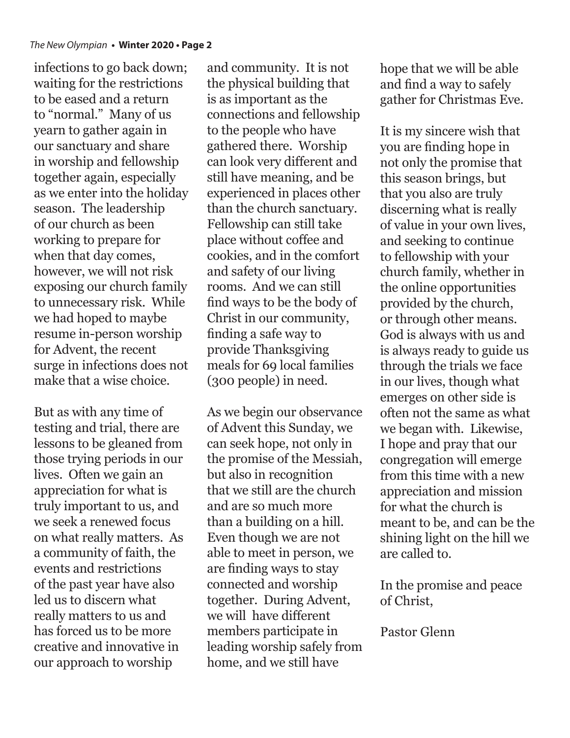infections to go back down; waiting for the restrictions to be eased and a return to "normal." Many of us yearn to gather again in our sanctuary and share in worship and fellowship together again, especially as we enter into the holiday season. The leadership of our church as been working to prepare for when that day comes, however, we will not risk exposing our church family to unnecessary risk. While we had hoped to maybe resume in-person worship for Advent, the recent surge in infections does not make that a wise choice.

But as with any time of testing and trial, there are lessons to be gleaned from those trying periods in our lives. Often we gain an appreciation for what is truly important to us, and we seek a renewed focus on what really matters. As a community of faith, the events and restrictions of the past year have also led us to discern what really matters to us and has forced us to be more creative and innovative in our approach to worship and community. It is not the physical building that is as important as the connections and fellowship to the people who have gathered there. Worship can look very different and still have meaning, and be experienced in places other than the church sanctuary. Fellowship can still take place without coffee and cookies, and in the comfort and safety of our living rooms. And we can still find ways to be the body of Christ in our community, finding a safe way to provide Thanksgiving meals for 69 local families (300 people) in need.

As we begin our observance of Advent this Sunday, we can seek hope, not only in the promise of the Messiah, but also in recognition that we still are the church and are so much more than a building on a hill. Even though we are not able to meet in person, we are finding ways to stay connected and worship together. During Advent, we will have different members participate in leading worship safely from home, and we still have hope that we will be able and find a way to safely gather for Christmas Eve.

It is my sincere wish that you are finding hope in not only the promise that this season brings, but that you also are truly discerning what is really of value in your own lives, and seeking to continue to fellowship with your church family, whether in the online opportunities provided by the church, or through other means. God is always with us and is always ready to guide us through the trials we face in our lives, though what emerges on other side is often not the same as what we began with. Likewise, I hope and pray that our congregation will emerge from this time with a new appreciation and mission for what the church is meant to be, and can be the shining light on the hill we are called to.

In the promise and peace of Christ,

Pastor Glenn